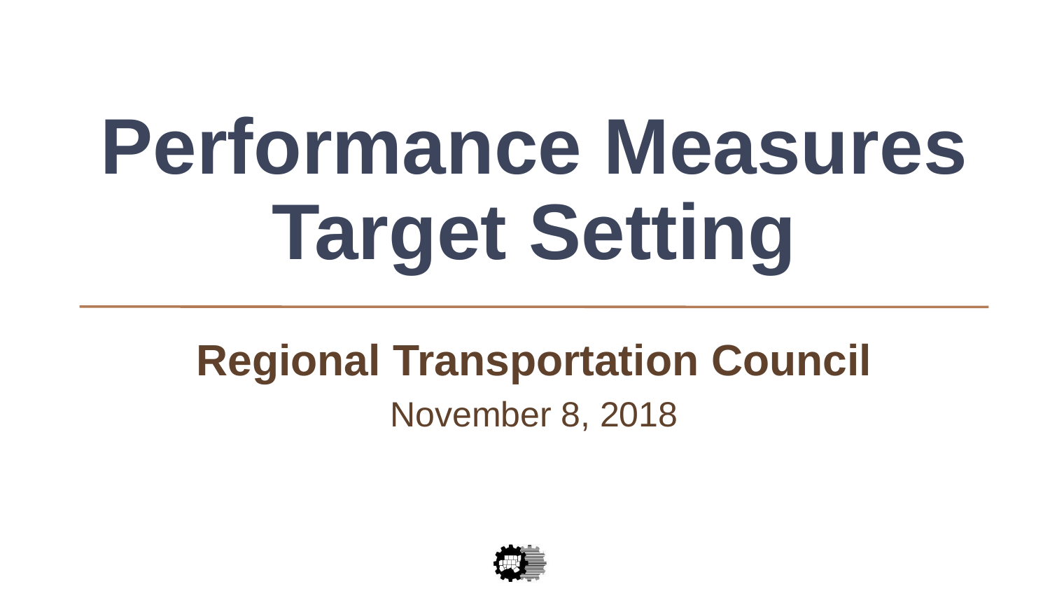# Performance Measures Target Setting

## Regional Transportation Council

November 8, 2018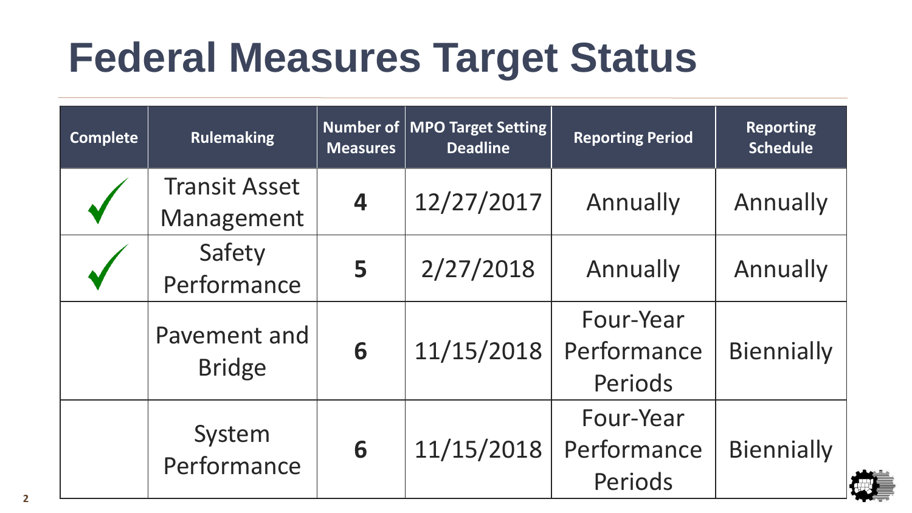# Federal Measures Target Status

| Complete | Rulemaking | Number of Measures | MPO Target Setting Deadline | Reporting Period | Reporting Schedule |
|---|---|---|---|---|---|
| ✓ | Transit Asset Management | **4** | 12/27/2017 | Annually | Annually |
| ✓ | Safety Performance | **5** | 2/27/2018 | Annually | Annually |
| | Pavement and Bridge | **6** | 11/15/2018 | Four-Year Performance Periods | Biennially |
| | System Performance | **6** | 11/15/2018 | Four-Year Performance Periods | Biennially |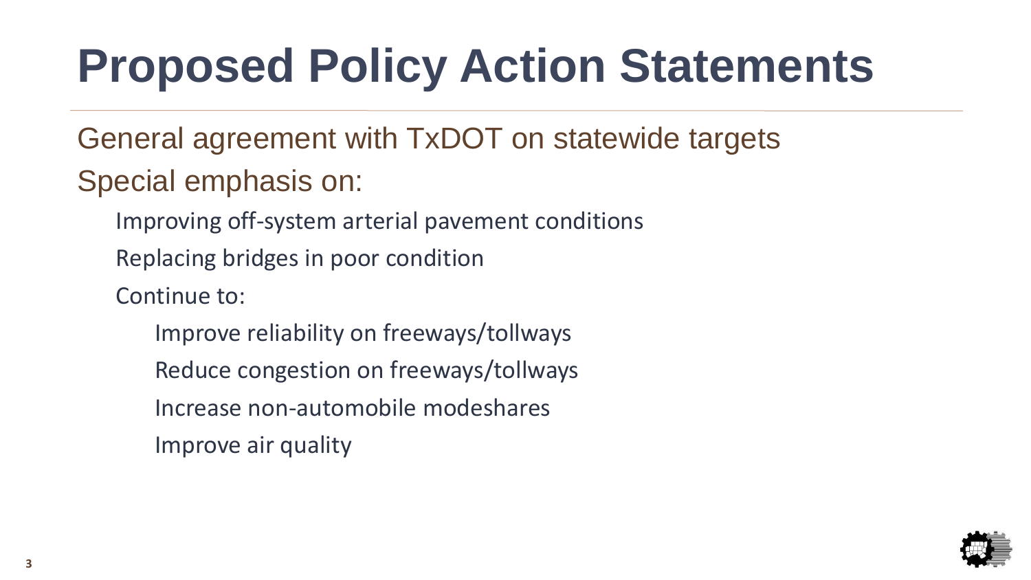# Proposed Policy Action Statements

General agreement with TxDOT on statewide targets

Special emphasis on:

- Improving off-system arterial pavement conditions
- Replacing bridges in poor condition
- Continue to:
  - Improve reliability on freeways/tollways
  - Reduce congestion on freeways/tollways
  - Increase non-automobile modeshares
  - Improve air quality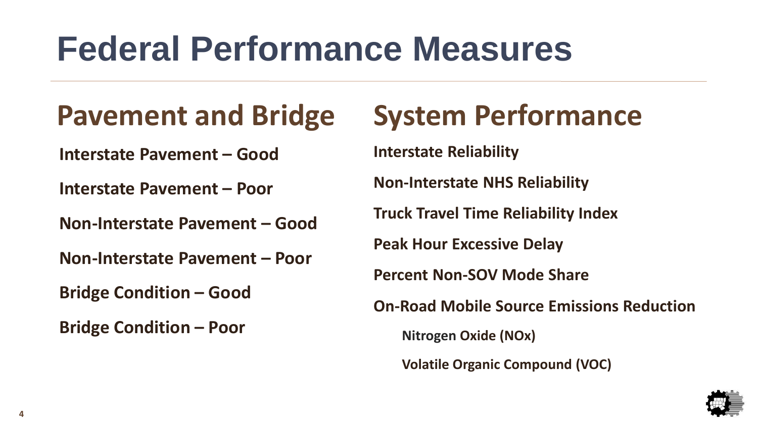# Federal Performance Measures

## Pavement and Bridge

**Interstate Pavement – Good**

**Interstate Pavement – Poor**

**Non-Interstate Pavement – Good**

**Non-Interstate Pavement – Poor**

**Bridge Condition – Good**

**Bridge Condition – Poor**

## System Performance

**Interstate Reliability**

**Non-Interstate NHS Reliability**

**Truck Travel Time Reliability Index**

**Peak Hour Excessive Delay**

**Percent Non-SOV Mode Share**

**On-Road Mobile Source Emissions Reduction**

- **Nitrogen Oxide (NOx)**
- **Volatile Organic Compound (VOC)**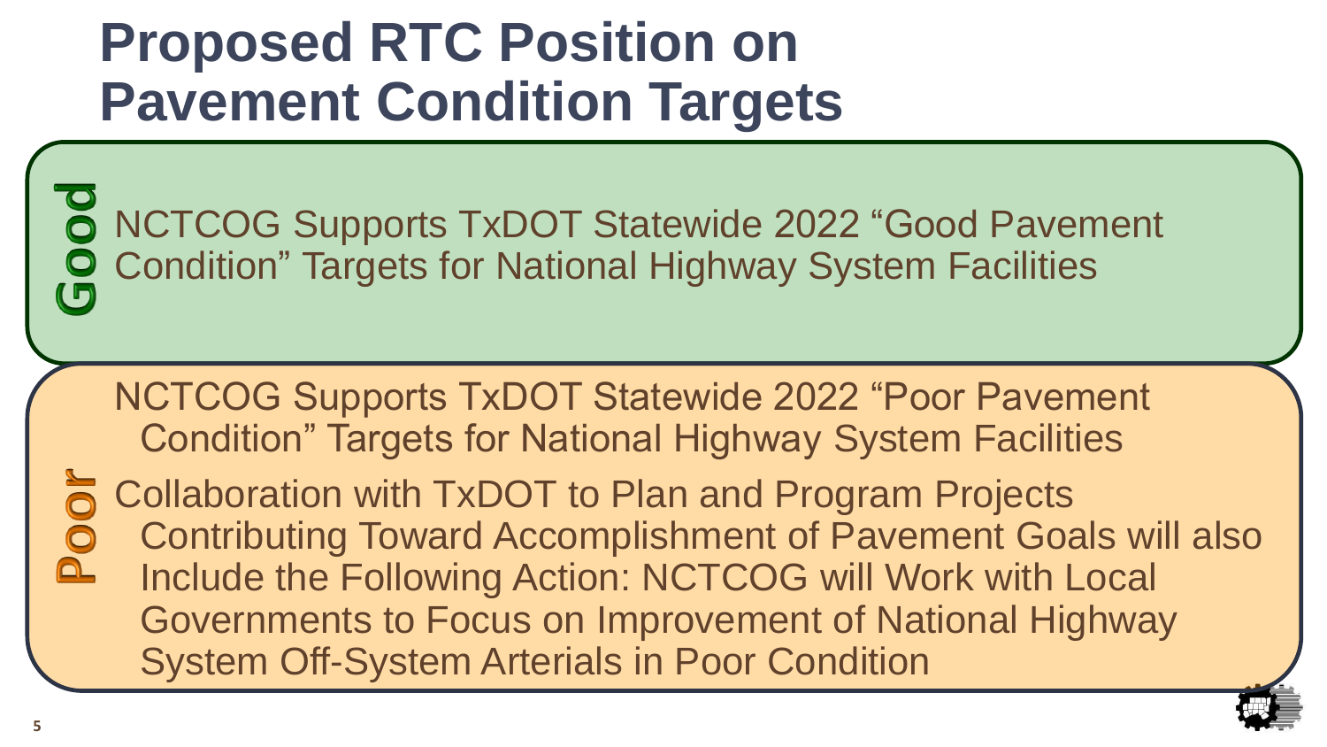# Proposed RTC Position on Pavement Condition Targets

**Good**

NCTCOG Supports TxDOT Statewide 2022 “Good Pavement Condition” Targets for National Highway System Facilities

**Poor**

NCTCOG Supports TxDOT Statewide 2022 “Poor Pavement Condition” Targets for National Highway System Facilities

Collaboration with TxDOT to Plan and Program Projects Contributing Toward Accomplishment of Pavement Goals will also Include the Following Action: NCTCOG will Work with Local Governments to Focus on Improvement of National Highway System Off-System Arterials in Poor Condition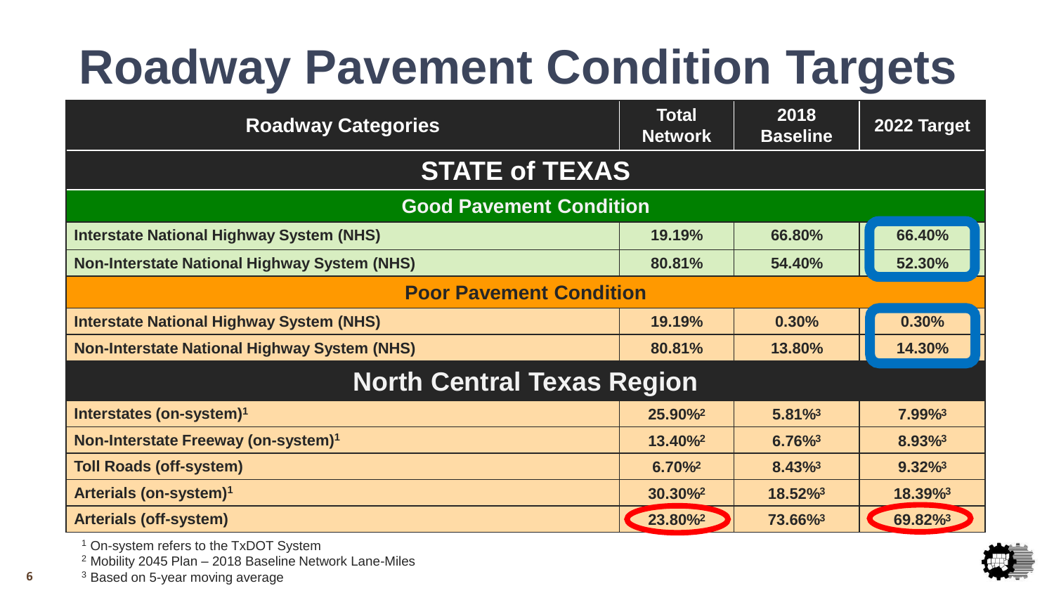# Roadway Pavement Condition Targets

| Roadway Categories | Total Network | 2018 Baseline | 2022 Target |
|---|---|---|---|
| **STATE of TEXAS** | | | |
| **Good Pavement Condition** | | | |
| Interstate National Highway System (NHS) | 19.19% | 66.80% | 66.40% |
| Non-Interstate National Highway System (NHS) | 80.81% | 54.40% | 52.30% |
| **Poor Pavement Condition** | | | |
| Interstate National Highway System (NHS) | 19.19% | 0.30% | 0.30% |
| Non-Interstate National Highway System (NHS) | 80.81% | 13.80% | 14.30% |
| **North Central Texas Region** | | | |
| Interstates (on-system)[1] | 25.90%[2] | 5.81%[3] | 7.99%[3] |
| Non-Interstate Freeway (on-system)[1] | 13.40%[2] | 6.76%[3] | 8.93%[3] |
| Toll Roads (off-system) | 6.70%[2] | 8.43%[3] | 9.32%[3] |
| Arterials (on-system)[1] | 30.30%[2] | 18.52%[3] | 18.39%[3] |
| Arterials (off-system) | 23.80%[2] | 73.66%[3] | 69.82%[3] |

[1] On-system refers to the TxDOT System

[2] Mobility 2045 Plan – 2018 Baseline Network Lane-Miles

[3] Based on 5-year moving average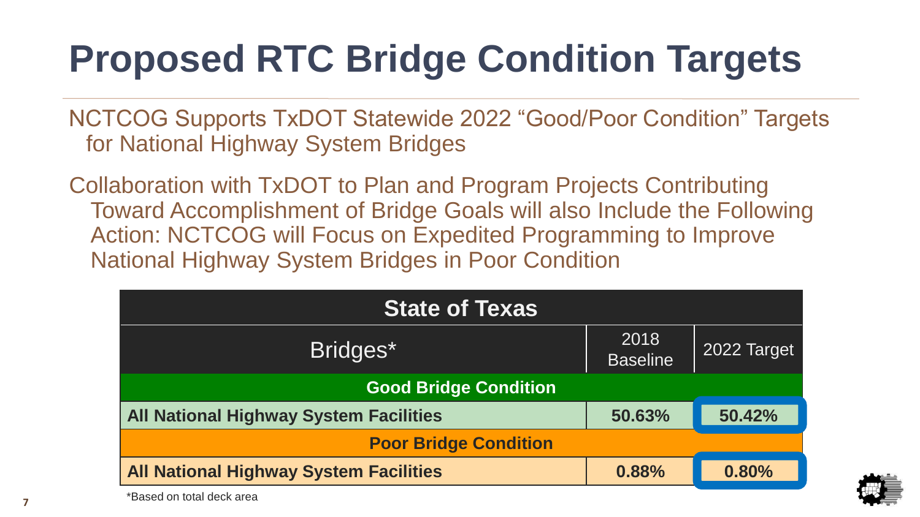# Proposed RTC Bridge Condition Targets

NCTCOG Supports TxDOT Statewide 2022 “Good/Poor Condition” Targets for National Highway System Bridges

Collaboration with TxDOT to Plan and Program Projects Contributing Toward Accomplishment of Bridge Goals will also Include the Following Action: NCTCOG will Focus on Expedited Programming to Improve National Highway System Bridges in Poor Condition

| State of Texas | | |
|---|---|---|
| Bridges* | 2018 Baseline | 2022 Target |
| **Good Bridge Condition** | | |
| **All National Highway System Facilities** | **50.63%** | **50.42%** |
| **Poor Bridge Condition** | | |
| **All National Highway System Facilities** | **0.88%** | **0.80%** |

*Based on total deck area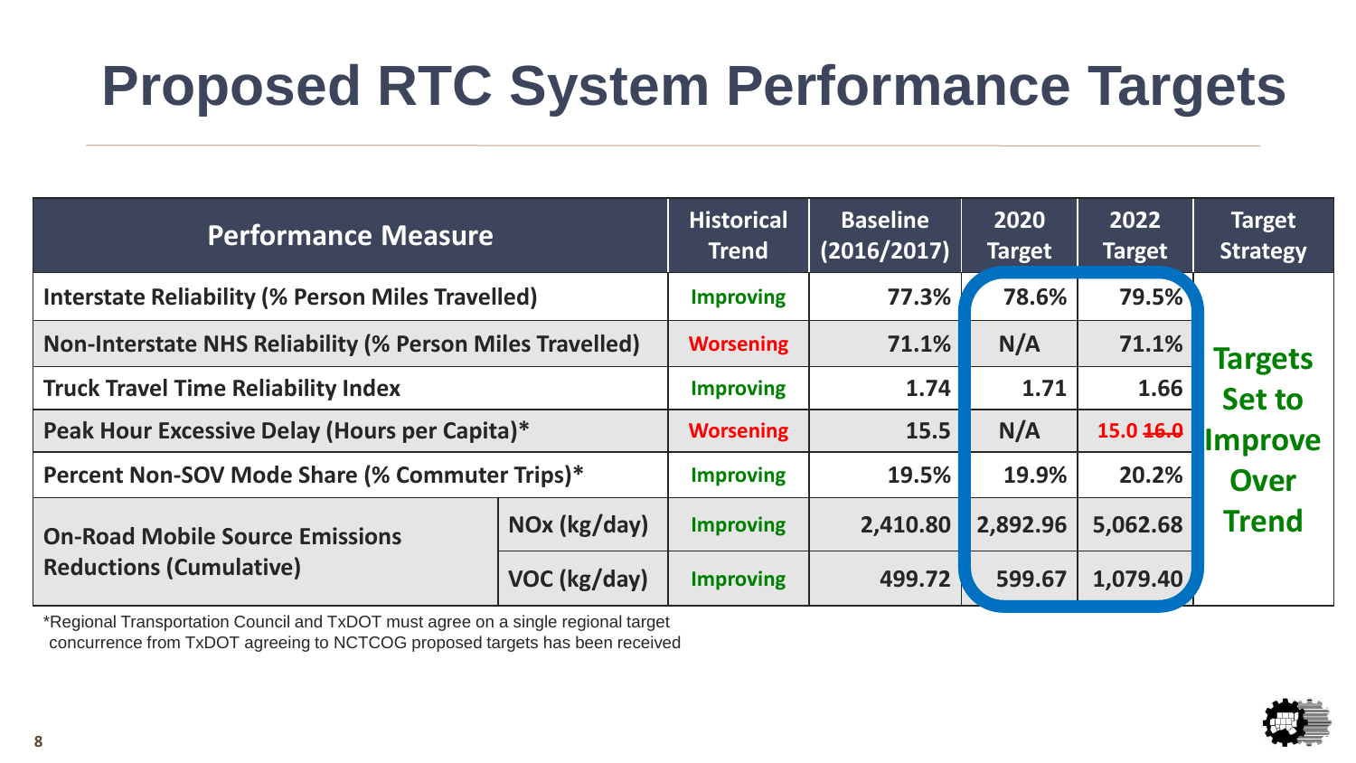# Proposed RTC System Performance Targets

| Performance Measure | | Historical Trend | Baseline (2016/2017) | 2020 Target | 2022 Target | Target Strategy |
|---|---|---|---|---|---|---|
| Interstate Reliability (% Person Miles Travelled) | | Improving | 77.3% | 78.6% | 79.5% | Targets Set to Improve Over Trend |
| Non-Interstate NHS Reliability (% Person Miles Travelled) | | Worsening | 71.1% | N/A | 71.1% | |
| Truck Travel Time Reliability Index | | Improving | 1.74 | 1.71 | 1.66 | |
| Peak Hour Excessive Delay (Hours per Capita)* | | Worsening | 15.5 | N/A | 15.0 ~~16.0~~ | |
| Percent Non-SOV Mode Share (% Commuter Trips)* | | Improving | 19.5% | 19.9% | 20.2% | |
| On-Road Mobile Source Emissions Reductions (Cumulative) | NOx (kg/day) | Improving | 2,410.80 | 2,892.96 | 5,062.68 | |
| | VOC (kg/day) | Improving | 499.72 | 599.67 | 1,079.40 | |

*Regional Transportation Council and TxDOT must agree on a single regional target concurrence from TxDOT agreeing to NCTCOG proposed targets has been received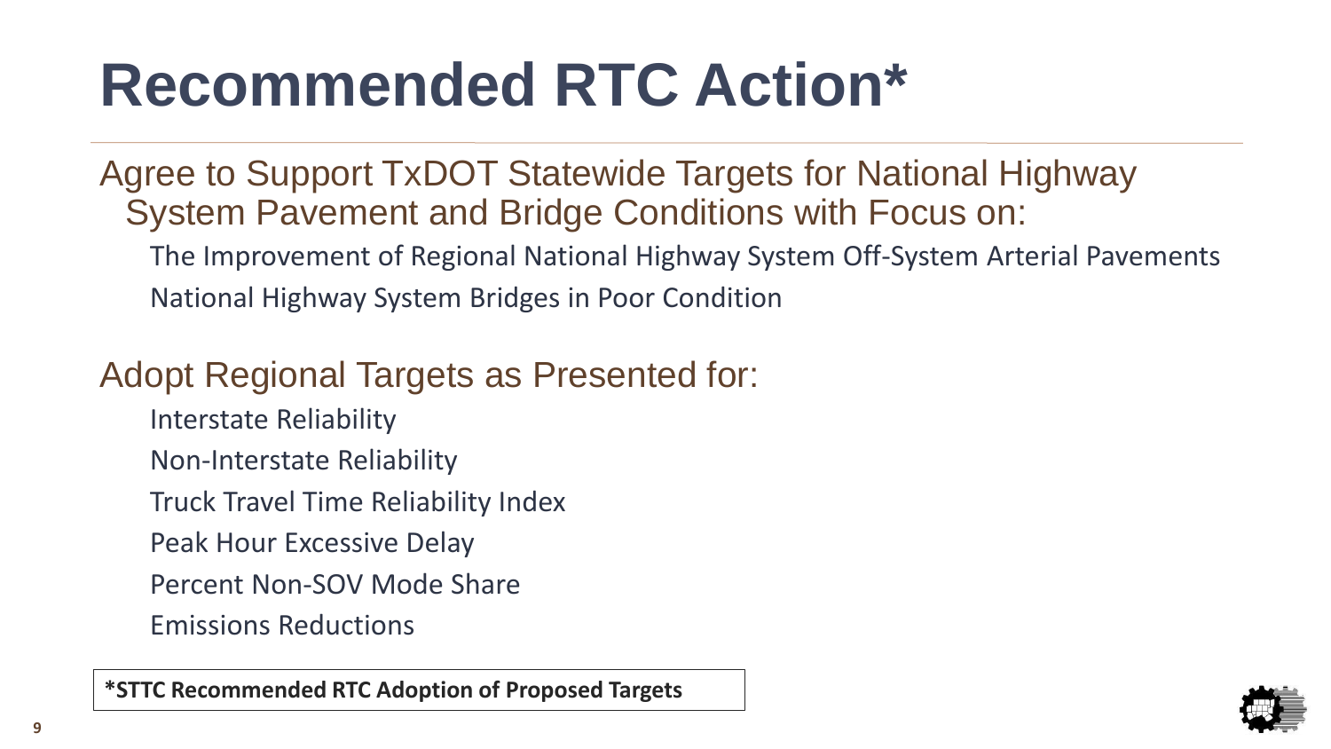# Recommended RTC Action*

Agree to Support TxDOT Statewide Targets for National Highway System Pavement and Bridge Conditions with Focus on:

- The Improvement of Regional National Highway System Off-System Arterial Pavements
- National Highway System Bridges in Poor Condition

Adopt Regional Targets as Presented for:

- Interstate Reliability
- Non-Interstate Reliability
- Truck Travel Time Reliability Index
- Peak Hour Excessive Delay
- Percent Non-SOV Mode Share
- Emissions Reductions

**\*STTC Recommended RTC Adoption of Proposed Targets**